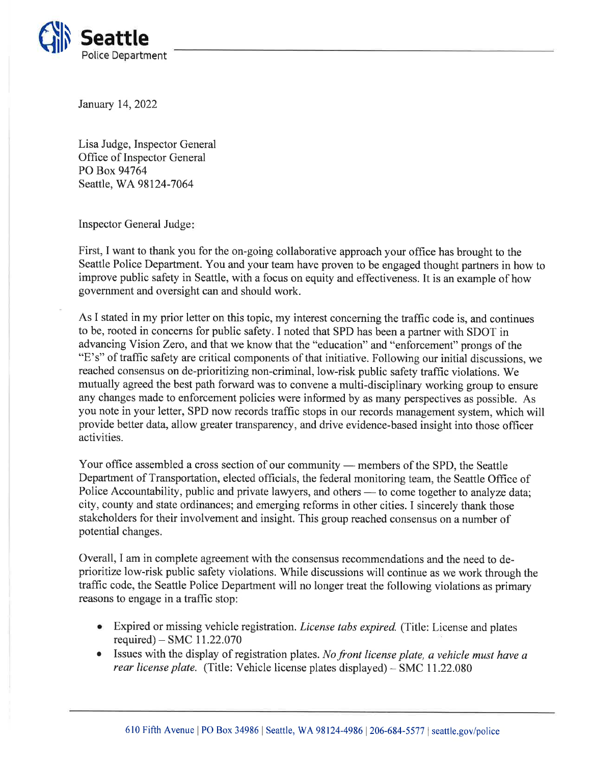**Seattle**
Police Department

January 14, 2022

Lisa Judge, Inspector General
Office of Inspector General
PO Box 94764
Seattle, WA 98124-7064

Inspector General Judge:

First, I want to thank you for the on-going collaborative approach your office has brought to the Seattle Police Department. You and your team have proven to be engaged thought partners in how to improve public safety in Seattle, with a focus on equity and effectiveness. It is an example of how government and oversight can and should work.

As I stated in my prior letter on this topic, my interest concerning the traffic code is, and continues to be, rooted in concerns for public safety. I noted that SPD has been a partner with SDOT in advancing Vision Zero, and that we know that the "education" and "enforcement" prongs of the "E's" of traffic safety are critical components of that initiative. Following our initial discussions, we reached consensus on de-prioritizing non-criminal, low-risk public safety traffic violations. We mutually agreed the best path forward was to convene a multi-disciplinary working group to ensure any changes made to enforcement policies were informed by as many perspectives as possible. As you note in your letter, SPD now records traffic stops in our records management system, which will provide better data, allow greater transparency, and drive evidence-based insight into those officer activities.

Your office assembled a cross section of our community — members of the SPD, the Seattle Department of Transportation, elected officials, the federal monitoring team, the Seattle Office of Police Accountability, public and private lawyers, and others — to come together to analyze data; city, county and state ordinances; and emerging reforms in other cities. I sincerely thank those stakeholders for their involvement and insight. This group reached consensus on a number of potential changes.

Overall, I am in complete agreement with the consensus recommendations and the need to de-prioritize low-risk public safety violations. While discussions will continue as we work through the traffic code, the Seattle Police Department will no longer treat the following violations as primary reasons to engage in a traffic stop:

- Expired or missing vehicle registration. *License tabs expired.* (Title: License and plates required) – SMC 11.22.070
- Issues with the display of registration plates. *No front license plate, a vehicle must have a rear license plate.* (Title: Vehicle license plates displayed) – SMC 11.22.080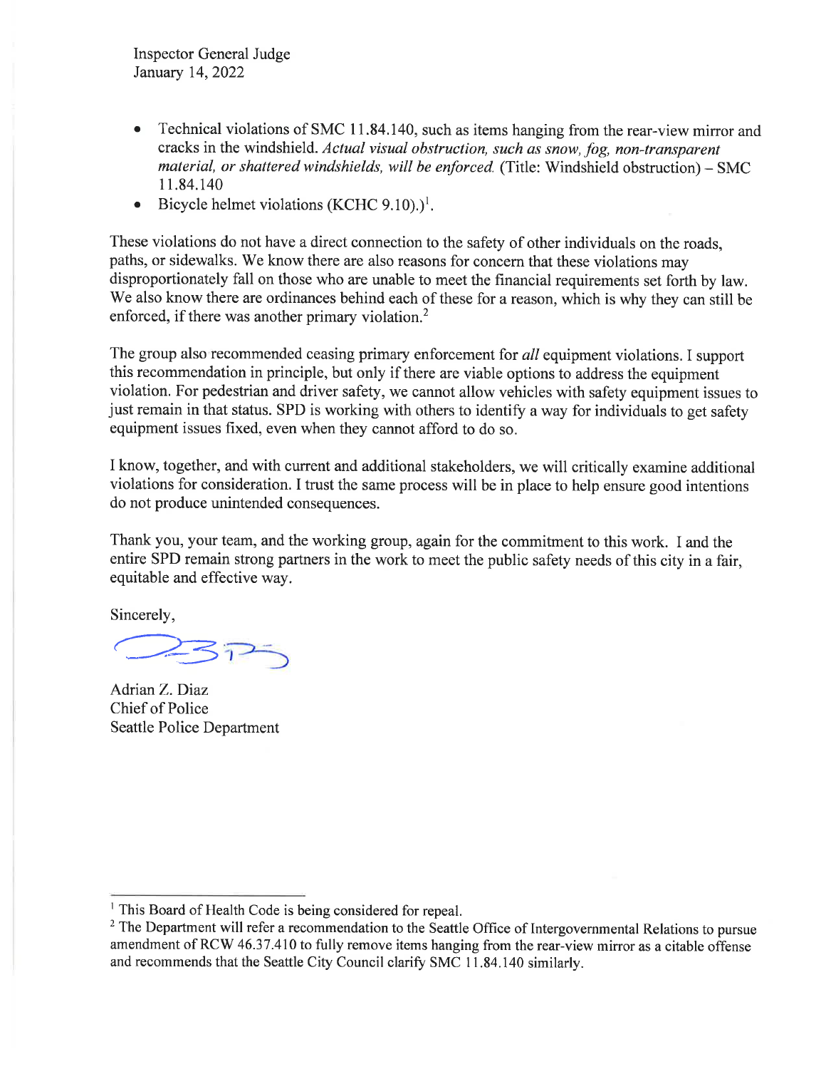- Technical violations of SMC 11.84.140, such as items hanging from the rear-view mirror and cracks in the windshield. *Actual visual obstruction, such as snow, fog, non-transparent material, or shattered windshields, will be enforced.* (Title: Windshield obstruction) – SMC 11.84.140
- Bicycle helmet violations (KCHC 9.10).)[1].

These violations do not have a direct connection to the safety of other individuals on the roads, paths, or sidewalks. We know there are also reasons for concern that these violations may disproportionately fall on those who are unable to meet the financial requirements set forth by law. We also know there are ordinances behind each of these for a reason, which is why they can still be enforced, if there was another primary violation.[2]

The group also recommended ceasing primary enforcement for *all* equipment violations. I support this recommendation in principle, but only if there are viable options to address the equipment violation. For pedestrian and driver safety, we cannot allow vehicles with safety equipment issues to just remain in that status. SPD is working with others to identify a way for individuals to get safety equipment issues fixed, even when they cannot afford to do so.

I know, together, and with current and additional stakeholders, we will critically examine additional violations for consideration. I trust the same process will be in place to help ensure good intentions do not produce unintended consequences.

Thank you, your team, and the working group, again for the commitment to this work. I and the entire SPD remain strong partners in the work to meet the public safety needs of this city in a fair, equitable and effective way.

Sincerely,

Adrian Z. Diaz
Chief of Police
Seattle Police Department

[1] This Board of Health Code is being considered for repeal.

[2] The Department will refer a recommendation to the Seattle Office of Intergovernmental Relations to pursue amendment of RCW 46.37.410 to fully remove items hanging from the rear-view mirror as a citable offense and recommends that the Seattle City Council clarify SMC 11.84.140 similarly.